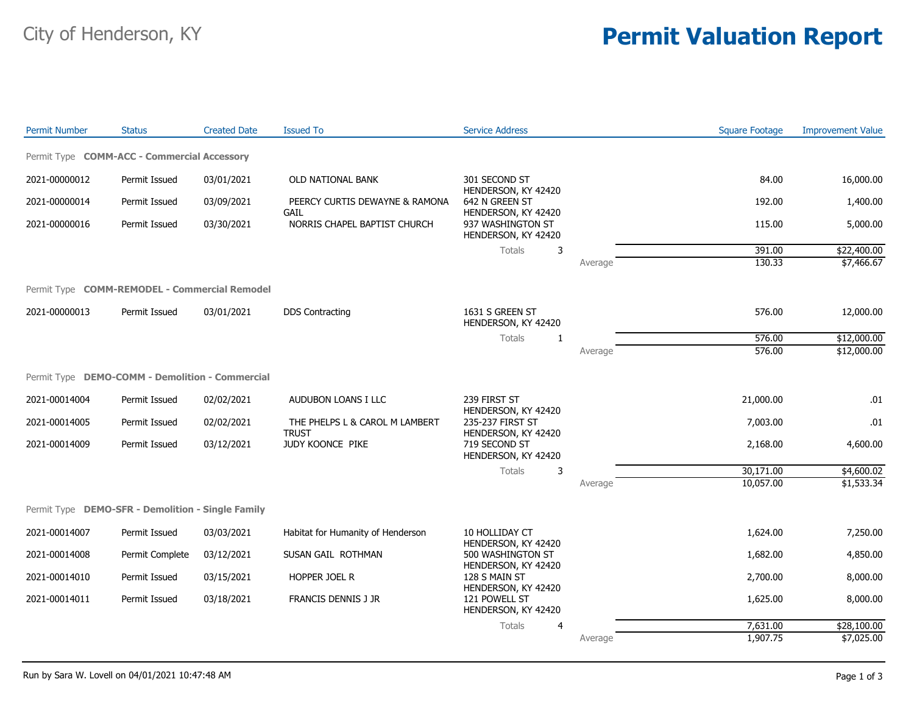City of Henderson, KY

# Permit Valuation Report

| Permit Number | Status | Created Date | Issued To | Service Address | | | Square Footage | Improvement Value |
|---|---|---|---|---|---|---|---|---|
| **Permit Type COMM-ACC - Commercial Accessory** | | | | | | | | |
| 2021-00000012 | Permit Issued | 03/01/2021 | OLD NATIONAL BANK | 301 SECOND ST HENDERSON, KY 42420 | | | 84.00 | 16,000.00 |
| 2021-00000014 | Permit Issued | 03/09/2021 | PEERCY CURTIS DEWAYNE & RAMONA GAIL | 642 N GREEN ST HENDERSON, KY 42420 | | | 192.00 | 1,400.00 |
| 2021-00000016 | Permit Issued | 03/30/2021 | NORRIS CHAPEL BAPTIST CHURCH | 937 WASHINGTON ST HENDERSON, KY 42420 | | | 115.00 | 5,000.00 |
| | | | | Totals | 3 | | 391.00 | $22,400.00 |
| | | | | | | Average | 130.33 | $7,466.67 |
| **Permit Type COMM-REMODEL - Commercial Remodel** | | | | | | | | |
| 2021-00000013 | Permit Issued | 03/01/2021 | DDS Contracting | 1631 S GREEN ST HENDERSON, KY 42420 | | | 576.00 | 12,000.00 |
| | | | | Totals | 1 | | 576.00 | $12,000.00 |
| | | | | | | Average | 576.00 | $12,000.00 |
| **Permit Type DEMO-COMM - Demolition - Commercial** | | | | | | | | |
| 2021-00014004 | Permit Issued | 02/02/2021 | AUDUBON LOANS I LLC | 239 FIRST ST HENDERSON, KY 42420 | | | 21,000.00 | .01 |
| 2021-00014005 | Permit Issued | 02/02/2021 | THE PHELPS L & CAROL M LAMBERT TRUST | 235-237 FIRST ST HENDERSON, KY 42420 | | | 7,003.00 | .01 |
| 2021-00014009 | Permit Issued | 03/12/2021 | JUDY KOONCE PIKE | 719 SECOND ST HENDERSON, KY 42420 | | | 2,168.00 | 4,600.00 |
| | | | | Totals | 3 | | 30,171.00 | $4,600.02 |
| | | | | | | Average | 10,057.00 | $1,533.34 |
| **Permit Type DEMO-SFR - Demolition - Single Family** | | | | | | | | |
| 2021-00014007 | Permit Issued | 03/03/2021 | Habitat for Humanity of Henderson | 10 HOLLIDAY CT HENDERSON, KY 42420 | | | 1,624.00 | 7,250.00 |
| 2021-00014008 | Permit Complete | 03/12/2021 | SUSAN GAIL ROTHMAN | 500 WASHINGTON ST HENDERSON, KY 42420 | | | 1,682.00 | 4,850.00 |
| 2021-00014010 | Permit Issued | 03/15/2021 | HOPPER JOEL R | 128 S MAIN ST HENDERSON, KY 42420 | | | 2,700.00 | 8,000.00 |
| 2021-00014011 | Permit Issued | 03/18/2021 | FRANCIS DENNIS J JR | 121 POWELL ST HENDERSON, KY 42420 | | | 1,625.00 | 8,000.00 |
| | | | | Totals | 4 | | 7,631.00 | $28,100.00 |
| | | | | | | Average | 1,907.75 | $7,025.00 |

Run by Sara W. Lovell on 04/01/2021 10:47:48 AM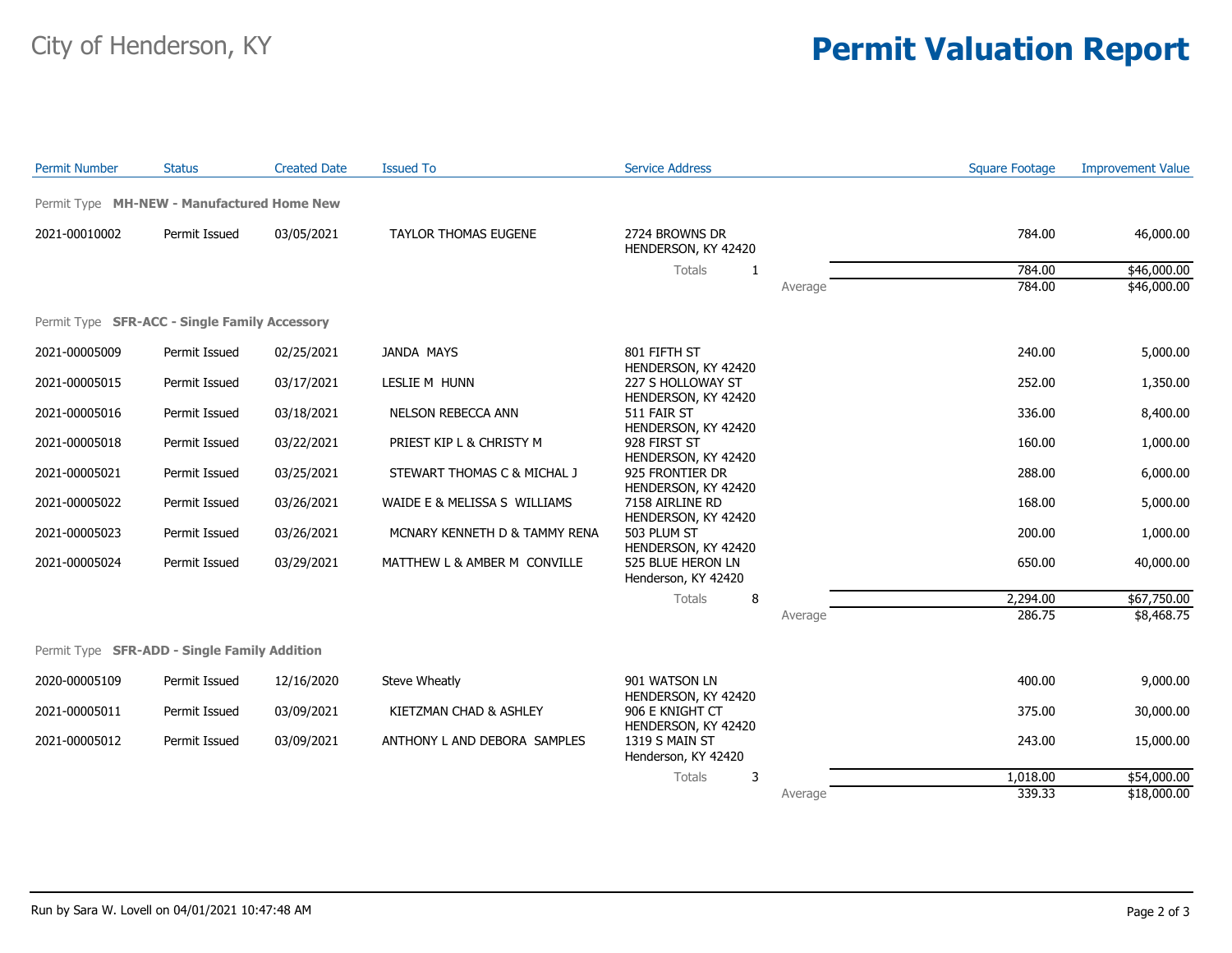City of Henderson, KY

# Permit Valuation Report

| Permit Number | Status | Created Date | Issued To | Service Address | | Square Footage | Improvement Value |
|---|---|---|---|---|---|---|---|
| **Permit Type MH-NEW - Manufactured Home New** | | | | | | | |
| 2021-00010002 | Permit Issued | 03/05/2021 | TAYLOR THOMAS EUGENE | 2724 BROWNS DR HENDERSON, KY 42420 | | 784.00 | 46,000.00 |
| | | | | Totals 1 | | 784.00 | $46,000.00 |
| | | | | | Average | 784.00 | $46,000.00 |
| **Permit Type SFR-ACC - Single Family Accessory** | | | | | | | |
| 2021-00005009 | Permit Issued | 02/25/2021 | JANDA MAYS | 801 FIFTH ST HENDERSON, KY 42420 | | 240.00 | 5,000.00 |
| 2021-00005015 | Permit Issued | 03/17/2021 | LESLIE M HUNN | 227 S HOLLOWAY ST HENDERSON, KY 42420 | | 252.00 | 1,350.00 |
| 2021-00005016 | Permit Issued | 03/18/2021 | NELSON REBECCA ANN | 511 FAIR ST HENDERSON, KY 42420 | | 336.00 | 8,400.00 |
| 2021-00005018 | Permit Issued | 03/22/2021 | PRIEST KIP L & CHRISTY M | 928 FIRST ST HENDERSON, KY 42420 | | 160.00 | 1,000.00 |
| 2021-00005021 | Permit Issued | 03/25/2021 | STEWART THOMAS C & MICHAL J | 925 FRONTIER DR HENDERSON, KY 42420 | | 288.00 | 6,000.00 |
| 2021-00005022 | Permit Issued | 03/26/2021 | WAIDE E & MELISSA S WILLIAMS | 7158 AIRLINE RD HENDERSON, KY 42420 | | 168.00 | 5,000.00 |
| 2021-00005023 | Permit Issued | 03/26/2021 | MCNARY KENNETH D & TAMMY RENA | 503 PLUM ST HENDERSON, KY 42420 | | 200.00 | 1,000.00 |
| 2021-00005024 | Permit Issued | 03/29/2021 | MATTHEW L & AMBER M CONVILLE | 525 BLUE HERON LN Henderson, KY 42420 | | 650.00 | 40,000.00 |
| | | | | Totals 8 | | 2,294.00 | $67,750.00 |
| | | | | | Average | 286.75 | $8,468.75 |
| **Permit Type SFR-ADD - Single Family Addition** | | | | | | | |
| 2020-00005109 | Permit Issued | 12/16/2020 | Steve Wheatly | 901 WATSON LN HENDERSON, KY 42420 | | 400.00 | 9,000.00 |
| 2021-00005011 | Permit Issued | 03/09/2021 | KIETZMAN CHAD & ASHLEY | 906 E KNIGHT CT HENDERSON, KY 42420 | | 375.00 | 30,000.00 |
| 2021-00005012 | Permit Issued | 03/09/2021 | ANTHONY L AND DEBORA SAMPLES | 1319 S MAIN ST Henderson, KY 42420 | | 243.00 | 15,000.00 |
| | | | | Totals 3 | | 1,018.00 | $54,000.00 |
| | | | | | Average | 339.33 | $18,000.00 |

Run by Sara W. Lovell on 04/01/2021 10:47:48 AM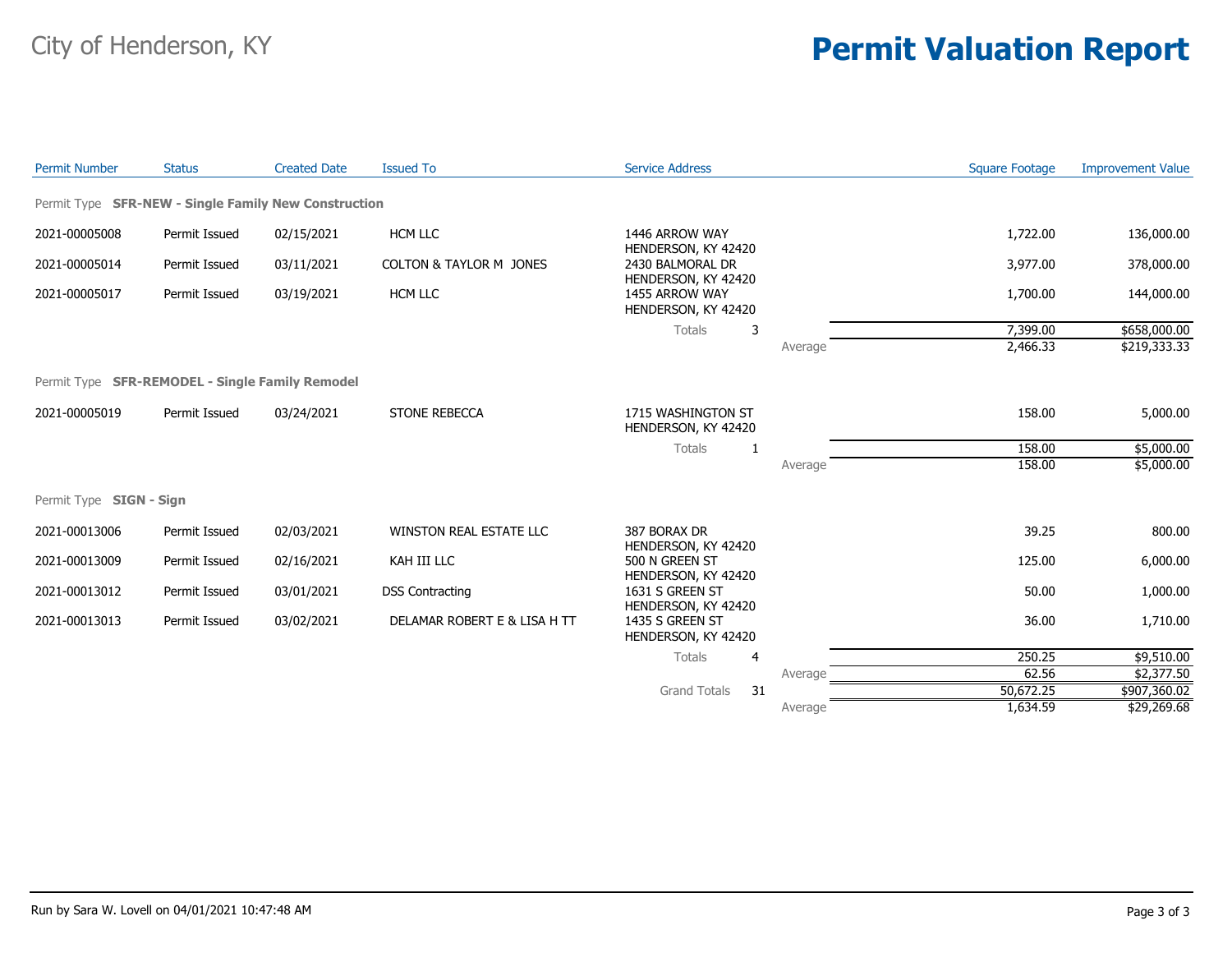City of Henderson, KY

# Permit Valuation Report

| Permit Number | Status | Created Date | Issued To | Service Address | | | Square Footage | Improvement Value |
|---|---|---|---|---|---|---|---|---|
| Permit Type **SFR-NEW - Single Family New Construction** | | | | | | | | |
| 2021-00005008 | Permit Issued | 02/15/2021 | HCM LLC | 1446 ARROW WAY HENDERSON, KY 42420 | | | 1,722.00 | 136,000.00 |
| 2021-00005014 | Permit Issued | 03/11/2021 | COLTON & TAYLOR M JONES | 2430 BALMORAL DR HENDERSON, KY 42420 | | | 3,977.00 | 378,000.00 |
| 2021-00005017 | Permit Issued | 03/19/2021 | HCM LLC | 1455 ARROW WAY HENDERSON, KY 42420 | | | 1,700.00 | 144,000.00 |
| | | | | Totals | 3 | | 7,399.00 | $658,000.00 |
| | | | | | | Average | 2,466.33 | $219,333.33 |
| Permit Type **SFR-REMODEL - Single Family Remodel** | | | | | | | | |
| 2021-00005019 | Permit Issued | 03/24/2021 | STONE REBECCA | 1715 WASHINGTON ST HENDERSON, KY 42420 | | | 158.00 | 5,000.00 |
| | | | | Totals | 1 | | 158.00 | $5,000.00 |
| | | | | | | Average | 158.00 | $5,000.00 |
| Permit Type **SIGN - Sign** | | | | | | | | |
| 2021-00013006 | Permit Issued | 02/03/2021 | WINSTON REAL ESTATE LLC | 387 BORAX DR HENDERSON, KY 42420 | | | 39.25 | 800.00 |
| 2021-00013009 | Permit Issued | 02/16/2021 | KAH III LLC | 500 N GREEN ST HENDERSON, KY 42420 | | | 125.00 | 6,000.00 |
| 2021-00013012 | Permit Issued | 03/01/2021 | DSS Contracting | 1631 S GREEN ST HENDERSON, KY 42420 | | | 50.00 | 1,000.00 |
| 2021-00013013 | Permit Issued | 03/02/2021 | DELAMAR ROBERT E & LISA H TT | 1435 S GREEN ST HENDERSON, KY 42420 | | | 36.00 | 1,710.00 |
| | | | | Totals | 4 | | 250.25 | $9,510.00 |
| | | | | | | Average | 62.56 | $2,377.50 |
| | | | | Grand Totals | 31 | | 50,672.25 | $907,360.02 |
| | | | | | | Average | 1,634.59 | $29,269.68 |

Run by Sara W. Lovell on 04/01/2021 10:47:48 AM